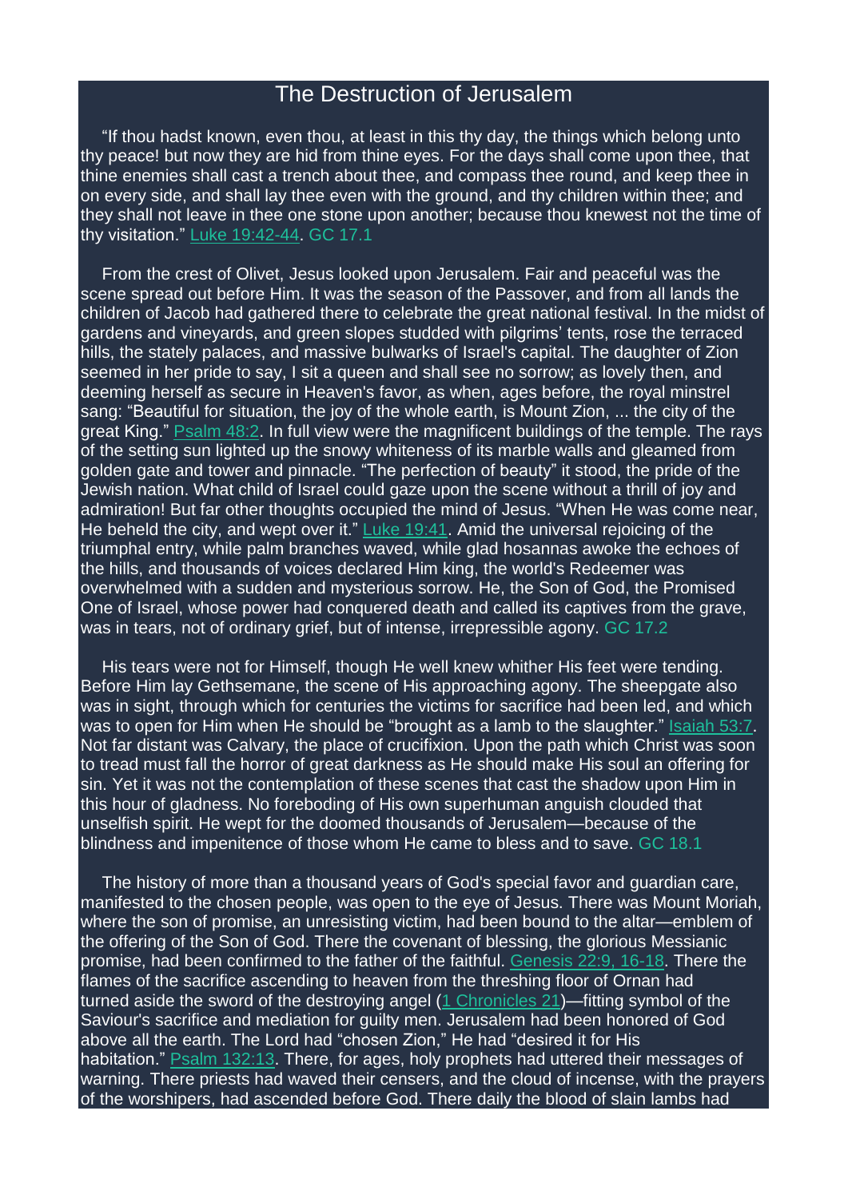# The Destruction of Jerusalem

"If thou hadst known, even thou, at least in this thy day, the things which belong unto thy peace! but now they are hid from thine eyes. For the days shall come upon thee, that thine enemies shall cast a trench about thee, and compass thee round, and keep thee in on every side, and shall lay thee even with the ground, and thy children within thee; and they shall not leave in thee one stone upon another; because thou knewest not the time of thy visitation." Luke 19:42-44. GC 17.1

From the crest of Olivet, Jesus looked upon Jerusalem. Fair and peaceful was the scene spread out before Him. It was the season of the Passover, and from all lands the children of Jacob had gathered there to celebrate the great national festival. In the midst of gardens and vineyards, and green slopes studded with pilgrims' tents, rose the terraced hills, the stately palaces, and massive bulwarks of Israel's capital. The daughter of Zion seemed in her pride to say, I sit a queen and shall see no sorrow; as lovely then, and deeming herself as secure in Heaven's favor, as when, ages before, the royal minstrel sang: "Beautiful for situation, the joy of the whole earth, is Mount Zion, ... the city of the great King." Psalm 48:2. In full view were the magnificent buildings of the temple. The rays of the setting sun lighted up the snowy whiteness of its marble walls and gleamed from golden gate and tower and pinnacle. "The perfection of beauty" it stood, the pride of the Jewish nation. What child of Israel could gaze upon the scene without a thrill of joy and admiration! But far other thoughts occupied the mind of Jesus. "When He was come near, He beheld the city, and wept over it." Luke 19:41. Amid the universal rejoicing of the triumphal entry, while palm branches waved, while glad hosannas awoke the echoes of the hills, and thousands of voices declared Him king, the world's Redeemer was overwhelmed with a sudden and mysterious sorrow. He, the Son of God, the Promised One of Israel, whose power had conquered death and called its captives from the grave, was in tears, not of ordinary grief, but of intense, irrepressible agony. GC 17.2

His tears were not for Himself, though He well knew whither His feet were tending. Before Him lay Gethsemane, the scene of His approaching agony. The sheepgate also was in sight, through which for centuries the victims for sacrifice had been led, and which was to open for Him when He should be "brought as a lamb to the slaughter." Isaiah 53:7. Not far distant was Calvary, the place of crucifixion. Upon the path which Christ was soon to tread must fall the horror of great darkness as He should make His soul an offering for sin. Yet it was not the contemplation of these scenes that cast the shadow upon Him in this hour of gladness. No foreboding of His own superhuman anguish clouded that unselfish spirit. He wept for the doomed thousands of Jerusalem—because of the blindness and impenitence of those whom He came to bless and to save. GC 18.1

The history of more than a thousand years of God's special favor and guardian care, manifested to the chosen people, was open to the eye of Jesus. There was Mount Moriah, where the son of promise, an unresisting victim, had been bound to the altar—emblem of the offering of the Son of God. There the covenant of blessing, the glorious Messianic promise, had been confirmed to the father of the faithful. Genesis 22:9, 16-18. There the flames of the sacrifice ascending to heaven from the threshing floor of Ornan had turned aside the sword of the destroying angel (1 Chronicles 21)—fitting symbol of the Saviour's sacrifice and mediation for guilty men. Jerusalem had been honored of God above all the earth. The Lord had "chosen Zion," He had "desired it for His habitation." Psalm 132:13. There, for ages, holy prophets had uttered their messages of warning. There priests had waved their censers, and the cloud of incense, with the prayers of the worshipers, had ascended before God. There daily the blood of slain lambs had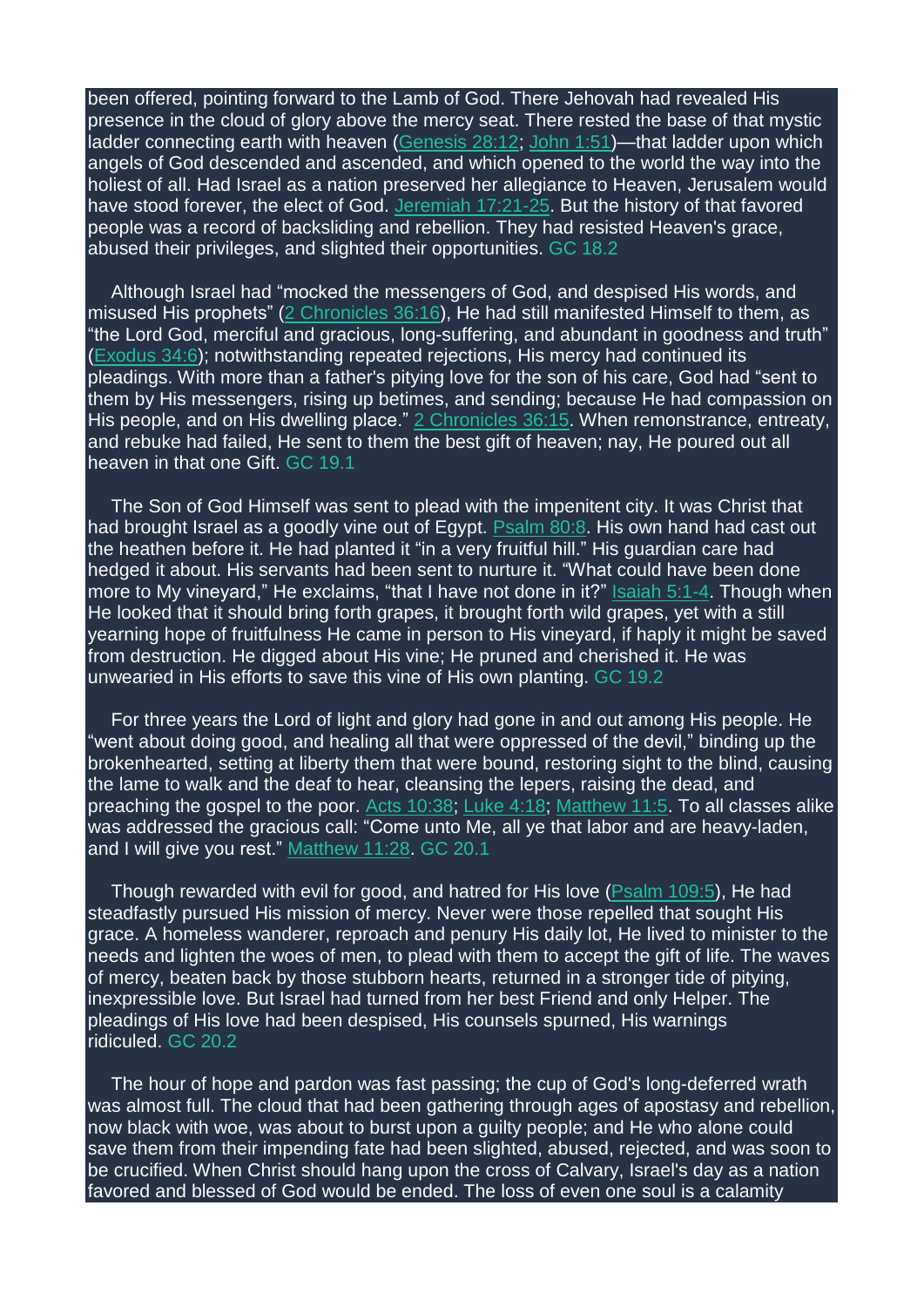been offered, pointing forward to the Lamb of God. There Jehovah had revealed His presence in the cloud of glory above the mercy seat. There rested the base of that mystic ladder connecting earth with heaven (Genesis 28:12; John 1:51)—that ladder upon which angels of God descended and ascended, and which opened to the world the way into the holiest of all. Had Israel as a nation preserved her allegiance to Heaven, Jerusalem would have stood forever, the elect of God. Jeremiah 17:21-25. But the history of that favored people was a record of backsliding and rebellion. They had resisted Heaven's grace, abused their privileges, and slighted their opportunities. GC 18.2

Although Israel had "mocked the messengers of God, and despised His words, and misused His prophets" (2 Chronicles 36:16), He had still manifested Himself to them, as "the Lord God, merciful and gracious, long-suffering, and abundant in goodness and truth" (Exodus 34:6); notwithstanding repeated rejections, His mercy had continued its pleadings. With more than a father's pitying love for the son of his care, God had "sent to them by His messengers, rising up betimes, and sending; because He had compassion on His people, and on His dwelling place." 2 Chronicles 36:15. When remonstrance, entreaty, and rebuke had failed, He sent to them the best gift of heaven; nay, He poured out all heaven in that one Gift. GC 19.1

The Son of God Himself was sent to plead with the impenitent city. It was Christ that had brought Israel as a goodly vine out of Egypt. Psalm 80:8. His own hand had cast out the heathen before it. He had planted it "in a very fruitful hill." His guardian care had hedged it about. His servants had been sent to nurture it. "What could have been done more to My vineyard," He exclaims, "that I have not done in it?" Isaiah 5:1-4. Though when He looked that it should bring forth grapes, it brought forth wild grapes, yet with a still yearning hope of fruitfulness He came in person to His vineyard, if haply it might be saved from destruction. He digged about His vine; He pruned and cherished it. He was unwearied in His efforts to save this vine of His own planting. GC 19.2

For three years the Lord of light and glory had gone in and out among His people. He "went about doing good, and healing all that were oppressed of the devil," binding up the brokenhearted, setting at liberty them that were bound, restoring sight to the blind, causing the lame to walk and the deaf to hear, cleansing the lepers, raising the dead, and preaching the gospel to the poor. Acts 10:38; Luke 4:18; Matthew 11:5. To all classes alike was addressed the gracious call: "Come unto Me, all ye that labor and are heavy-laden, and I will give you rest." Matthew 11:28. GC 20.1

Though rewarded with evil for good, and hatred for His love (Psalm 109:5), He had steadfastly pursued His mission of mercy. Never were those repelled that sought His grace. A homeless wanderer, reproach and penury His daily lot, He lived to minister to the needs and lighten the woes of men, to plead with them to accept the gift of life. The waves of mercy, beaten back by those stubborn hearts, returned in a stronger tide of pitying, inexpressible love. But Israel had turned from her best Friend and only Helper. The pleadings of His love had been despised, His counsels spurned, His warnings ridiculed. GC 20.2

The hour of hope and pardon was fast passing; the cup of God's long-deferred wrath was almost full. The cloud that had been gathering through ages of apostasy and rebellion, now black with woe, was about to burst upon a guilty people; and He who alone could save them from their impending fate had been slighted, abused, rejected, and was soon to be crucified. When Christ should hang upon the cross of Calvary, Israel's day as a nation favored and blessed of God would be ended. The loss of even one soul is a calamity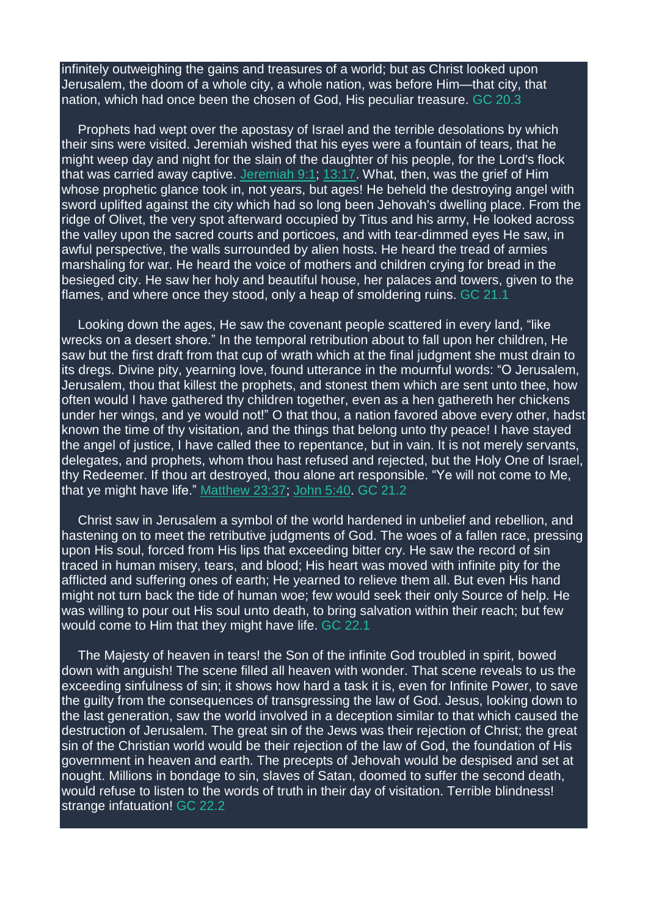infinitely outweighing the gains and treasures of a world; but as Christ looked upon Jerusalem, the doom of a whole city, a whole nation, was before Him—that city, that nation, which had once been the chosen of God, His peculiar treasure. GC 20.3

Prophets had wept over the apostasy of Israel and the terrible desolations by which their sins were visited. Jeremiah wished that his eyes were a fountain of tears, that he might weep day and night for the slain of the daughter of his people, for the Lord's flock that was carried away captive. Jeremiah 9:1; 13:17. What, then, was the grief of Him whose prophetic glance took in, not years, but ages! He beheld the destroying angel with sword uplifted against the city which had so long been Jehovah's dwelling place. From the ridge of Olivet, the very spot afterward occupied by Titus and his army, He looked across the valley upon the sacred courts and porticoes, and with tear-dimmed eyes He saw, in awful perspective, the walls surrounded by alien hosts. He heard the tread of armies marshaling for war. He heard the voice of mothers and children crying for bread in the besieged city. He saw her holy and beautiful house, her palaces and towers, given to the flames, and where once they stood, only a heap of smoldering ruins. GC 21.1

Looking down the ages, He saw the covenant people scattered in every land, "like wrecks on a desert shore." In the temporal retribution about to fall upon her children, He saw but the first draft from that cup of wrath which at the final judgment she must drain to its dregs. Divine pity, yearning love, found utterance in the mournful words: "O Jerusalem, Jerusalem, thou that killest the prophets, and stonest them which are sent unto thee, how often would I have gathered thy children together, even as a hen gathereth her chickens under her wings, and ye would not!" O that thou, a nation favored above every other, hadst known the time of thy visitation, and the things that belong unto thy peace! I have stayed the angel of justice, I have called thee to repentance, but in vain. It is not merely servants, delegates, and prophets, whom thou hast refused and rejected, but the Holy One of Israel, thy Redeemer. If thou art destroyed, thou alone art responsible. "Ye will not come to Me, that ye might have life." Matthew 23:37; John 5:40. GC 21.2

Christ saw in Jerusalem a symbol of the world hardened in unbelief and rebellion, and hastening on to meet the retributive judgments of God. The woes of a fallen race, pressing upon His soul, forced from His lips that exceeding bitter cry. He saw the record of sin traced in human misery, tears, and blood; His heart was moved with infinite pity for the afflicted and suffering ones of earth; He yearned to relieve them all. But even His hand might not turn back the tide of human woe; few would seek their only Source of help. He was willing to pour out His soul unto death, to bring salvation within their reach; but few would come to Him that they might have life. GC 22.1

The Majesty of heaven in tears! the Son of the infinite God troubled in spirit, bowed down with anguish! The scene filled all heaven with wonder. That scene reveals to us the exceeding sinfulness of sin; it shows how hard a task it is, even for Infinite Power, to save the guilty from the consequences of transgressing the law of God. Jesus, looking down to the last generation, saw the world involved in a deception similar to that which caused the destruction of Jerusalem. The great sin of the Jews was their rejection of Christ; the great sin of the Christian world would be their rejection of the law of God, the foundation of His government in heaven and earth. The precepts of Jehovah would be despised and set at nought. Millions in bondage to sin, slaves of Satan, doomed to suffer the second death, would refuse to listen to the words of truth in their day of visitation. Terrible blindness! strange infatuation! GC 22.2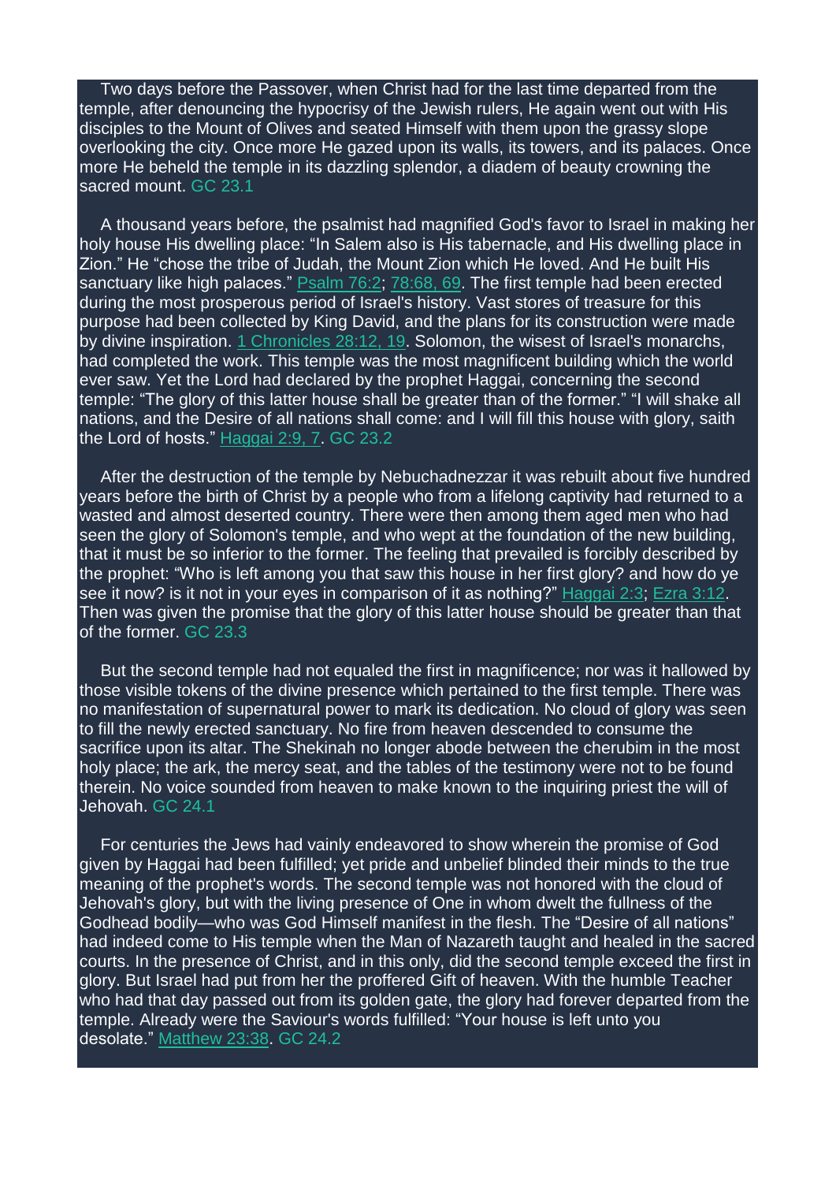Two days before the Passover, when Christ had for the last time departed from the temple, after denouncing the hypocrisy of the Jewish rulers, He again went out with His disciples to the Mount of Olives and seated Himself with them upon the grassy slope overlooking the city. Once more He gazed upon its walls, its towers, and its palaces. Once more He beheld the temple in its dazzling splendor, a diadem of beauty crowning the sacred mount. GC 23.1

A thousand years before, the psalmist had magnified God's favor to Israel in making her holy house His dwelling place: "In Salem also is His tabernacle, and His dwelling place in Zion." He "chose the tribe of Judah, the Mount Zion which He loved. And He built His sanctuary like high palaces." Psalm 76:2; 78:68, 69. The first temple had been erected during the most prosperous period of Israel's history. Vast stores of treasure for this purpose had been collected by King David, and the plans for its construction were made by divine inspiration. 1 Chronicles 28:12, 19. Solomon, the wisest of Israel's monarchs, had completed the work. This temple was the most magnificent building which the world ever saw. Yet the Lord had declared by the prophet Haggai, concerning the second temple: "The glory of this latter house shall be greater than of the former." "I will shake all nations, and the Desire of all nations shall come: and I will fill this house with glory, saith the Lord of hosts." Haggai 2:9, 7. GC 23.2

After the destruction of the temple by Nebuchadnezzar it was rebuilt about five hundred years before the birth of Christ by a people who from a lifelong captivity had returned to a wasted and almost deserted country. There were then among them aged men who had seen the glory of Solomon's temple, and who wept at the foundation of the new building, that it must be so inferior to the former. The feeling that prevailed is forcibly described by the prophet: "Who is left among you that saw this house in her first glory? and how do ye see it now? is it not in your eyes in comparison of it as nothing?" Haggai 2:3; Ezra 3:12. Then was given the promise that the glory of this latter house should be greater than that of the former. GC 23.3

But the second temple had not equaled the first in magnificence; nor was it hallowed by those visible tokens of the divine presence which pertained to the first temple. There was no manifestation of supernatural power to mark its dedication. No cloud of glory was seen to fill the newly erected sanctuary. No fire from heaven descended to consume the sacrifice upon its altar. The Shekinah no longer abode between the cherubim in the most holy place; the ark, the mercy seat, and the tables of the testimony were not to be found therein. No voice sounded from heaven to make known to the inquiring priest the will of Jehovah. GC 24.1

For centuries the Jews had vainly endeavored to show wherein the promise of God given by Haggai had been fulfilled; yet pride and unbelief blinded their minds to the true meaning of the prophet's words. The second temple was not honored with the cloud of Jehovah's glory, but with the living presence of One in whom dwelt the fullness of the Godhead bodily—who was God Himself manifest in the flesh. The "Desire of all nations" had indeed come to His temple when the Man of Nazareth taught and healed in the sacred courts. In the presence of Christ, and in this only, did the second temple exceed the first in glory. But Israel had put from her the proffered Gift of heaven. With the humble Teacher who had that day passed out from its golden gate, the glory had forever departed from the temple. Already were the Saviour's words fulfilled: "Your house is left unto you desolate." Matthew 23:38. GC 24.2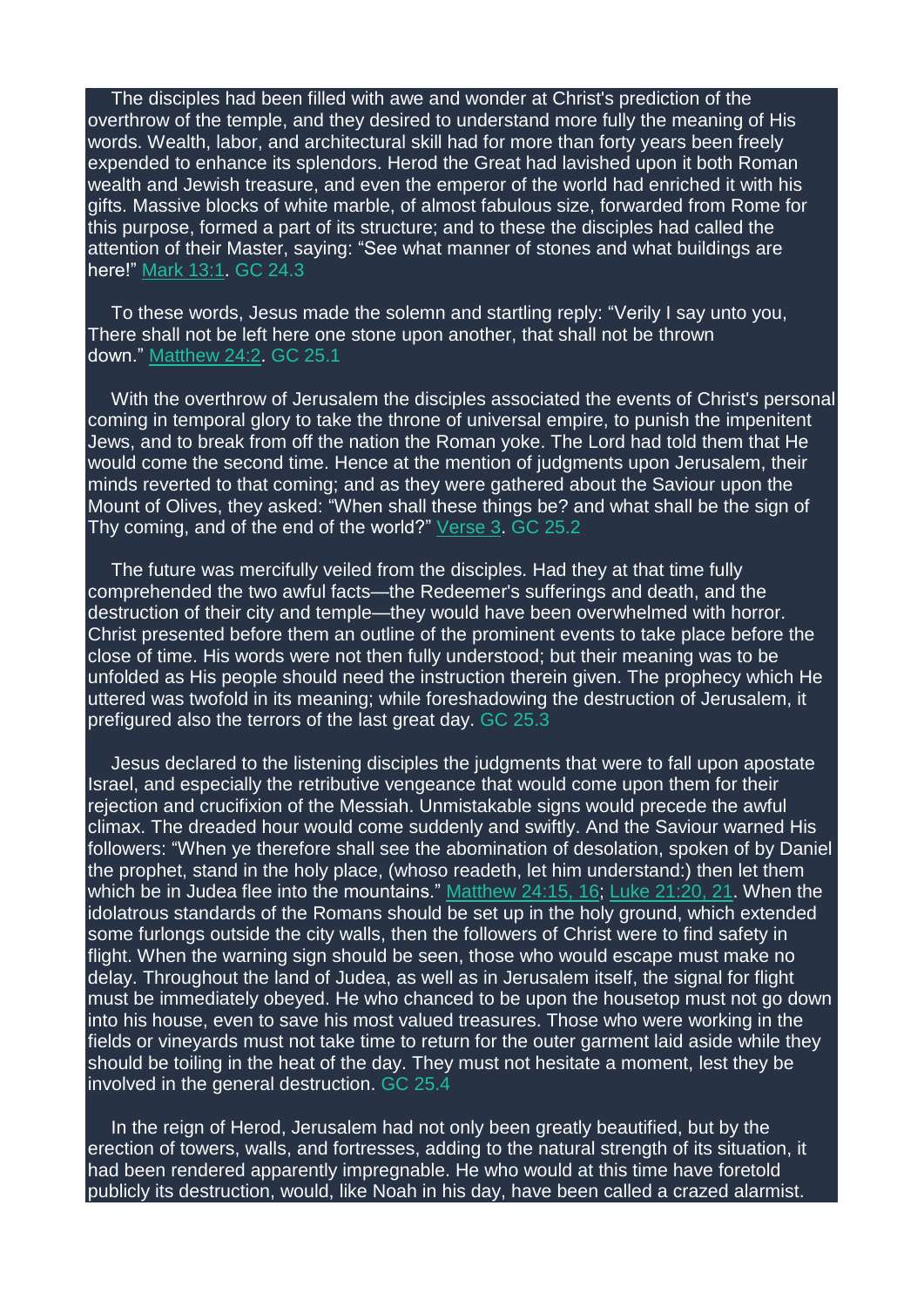The disciples had been filled with awe and wonder at Christ's prediction of the overthrow of the temple, and they desired to understand more fully the meaning of His words. Wealth, labor, and architectural skill had for more than forty years been freely expended to enhance its splendors. Herod the Great had lavished upon it both Roman wealth and Jewish treasure, and even the emperor of the world had enriched it with his gifts. Massive blocks of white marble, of almost fabulous size, forwarded from Rome for this purpose, formed a part of its structure; and to these the disciples had called the attention of their Master, saying: "See what manner of stones and what buildings are here!" Mark 13:1. GC 24.3

To these words, Jesus made the solemn and startling reply: "Verily I say unto you, There shall not be left here one stone upon another, that shall not be thrown down." Matthew 24:2. GC 25.1

With the overthrow of Jerusalem the disciples associated the events of Christ's personal coming in temporal glory to take the throne of universal empire, to punish the impenitent Jews, and to break from off the nation the Roman yoke. The Lord had told them that He would come the second time. Hence at the mention of judgments upon Jerusalem, their minds reverted to that coming; and as they were gathered about the Saviour upon the Mount of Olives, they asked: "When shall these things be? and what shall be the sign of Thy coming, and of the end of the world?" Verse 3. GC 25.2

The future was mercifully veiled from the disciples. Had they at that time fully comprehended the two awful facts—the Redeemer's sufferings and death, and the destruction of their city and temple—they would have been overwhelmed with horror. Christ presented before them an outline of the prominent events to take place before the close of time. His words were not then fully understood; but their meaning was to be unfolded as His people should need the instruction therein given. The prophecy which He uttered was twofold in its meaning; while foreshadowing the destruction of Jerusalem, it prefigured also the terrors of the last great day. GC 25.3

Jesus declared to the listening disciples the judgments that were to fall upon apostate Israel, and especially the retributive vengeance that would come upon them for their rejection and crucifixion of the Messiah. Unmistakable signs would precede the awful climax. The dreaded hour would come suddenly and swiftly. And the Saviour warned His followers: "When ye therefore shall see the abomination of desolation, spoken of by Daniel the prophet, stand in the holy place, (whoso readeth, let him understand:) then let them which be in Judea flee into the mountains." Matthew 24:15, 16; Luke 21:20, 21. When the idolatrous standards of the Romans should be set up in the holy ground, which extended some furlongs outside the city walls, then the followers of Christ were to find safety in flight. When the warning sign should be seen, those who would escape must make no delay. Throughout the land of Judea, as well as in Jerusalem itself, the signal for flight must be immediately obeyed. He who chanced to be upon the housetop must not go down into his house, even to save his most valued treasures. Those who were working in the fields or vineyards must not take time to return for the outer garment laid aside while they should be toiling in the heat of the day. They must not hesitate a moment, lest they be involved in the general destruction. GC 25.4

In the reign of Herod, Jerusalem had not only been greatly beautified, but by the erection of towers, walls, and fortresses, adding to the natural strength of its situation, it had been rendered apparently impregnable. He who would at this time have foretold publicly its destruction, would, like Noah in his day, have been called a crazed alarmist.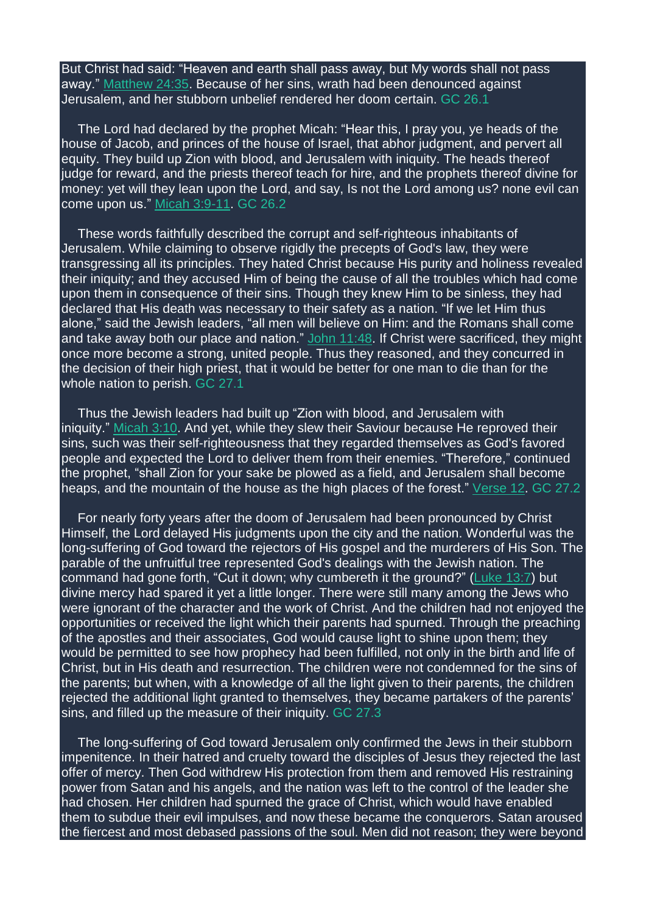But Christ had said: “Heaven and earth shall pass away, but My words shall not pass away.” Matthew 24:35. Because of her sins, wrath had been denounced against Jerusalem, and her stubborn unbelief rendered her doom certain. GC 26.1

The Lord had declared by the prophet Micah: “Hear this, I pray you, ye heads of the house of Jacob, and princes of the house of Israel, that abhor judgment, and pervert all equity. They build up Zion with blood, and Jerusalem with iniquity. The heads thereof judge for reward, and the priests thereof teach for hire, and the prophets thereof divine for money: yet will they lean upon the Lord, and say, Is not the Lord among us? none evil can come upon us.” Micah 3:9-11. GC 26.2

These words faithfully described the corrupt and self-righteous inhabitants of Jerusalem. While claiming to observe rigidly the precepts of God's law, they were transgressing all its principles. They hated Christ because His purity and holiness revealed their iniquity; and they accused Him of being the cause of all the troubles which had come upon them in consequence of their sins. Though they knew Him to be sinless, they had declared that His death was necessary to their safety as a nation. “If we let Him thus alone,” said the Jewish leaders, “all men will believe on Him: and the Romans shall come and take away both our place and nation.” John 11:48. If Christ were sacrificed, they might once more become a strong, united people. Thus they reasoned, and they concurred in the decision of their high priest, that it would be better for one man to die than for the whole nation to perish. GC 27.1

Thus the Jewish leaders had built up “Zion with blood, and Jerusalem with iniquity.” Micah 3:10. And yet, while they slew their Saviour because He reproved their sins, such was their self-righteousness that they regarded themselves as God's favored people and expected the Lord to deliver them from their enemies. “Therefore,” continued the prophet, “shall Zion for your sake be plowed as a field, and Jerusalem shall become heaps, and the mountain of the house as the high places of the forest.” Verse 12. GC 27.2

For nearly forty years after the doom of Jerusalem had been pronounced by Christ Himself, the Lord delayed His judgments upon the city and the nation. Wonderful was the long-suffering of God toward the rejectors of His gospel and the murderers of His Son. The parable of the unfruitful tree represented God's dealings with the Jewish nation. The command had gone forth, “Cut it down; why cumbereth it the ground?” (Luke 13:7) but divine mercy had spared it yet a little longer. There were still many among the Jews who were ignorant of the character and the work of Christ. And the children had not enjoyed the opportunities or received the light which their parents had spurned. Through the preaching of the apostles and their associates, God would cause light to shine upon them; they would be permitted to see how prophecy had been fulfilled, not only in the birth and life of Christ, but in His death and resurrection. The children were not condemned for the sins of the parents; but when, with a knowledge of all the light given to their parents, the children rejected the additional light granted to themselves, they became partakers of the parents' sins, and filled up the measure of their iniquity. GC 27.3

The long-suffering of God toward Jerusalem only confirmed the Jews in their stubborn impenitence. In their hatred and cruelty toward the disciples of Jesus they rejected the last offer of mercy. Then God withdrew His protection from them and removed His restraining power from Satan and his angels, and the nation was left to the control of the leader she had chosen. Her children had spurned the grace of Christ, which would have enabled them to subdue their evil impulses, and now these became the conquerors. Satan aroused the fiercest and most debased passions of the soul. Men did not reason; they were beyond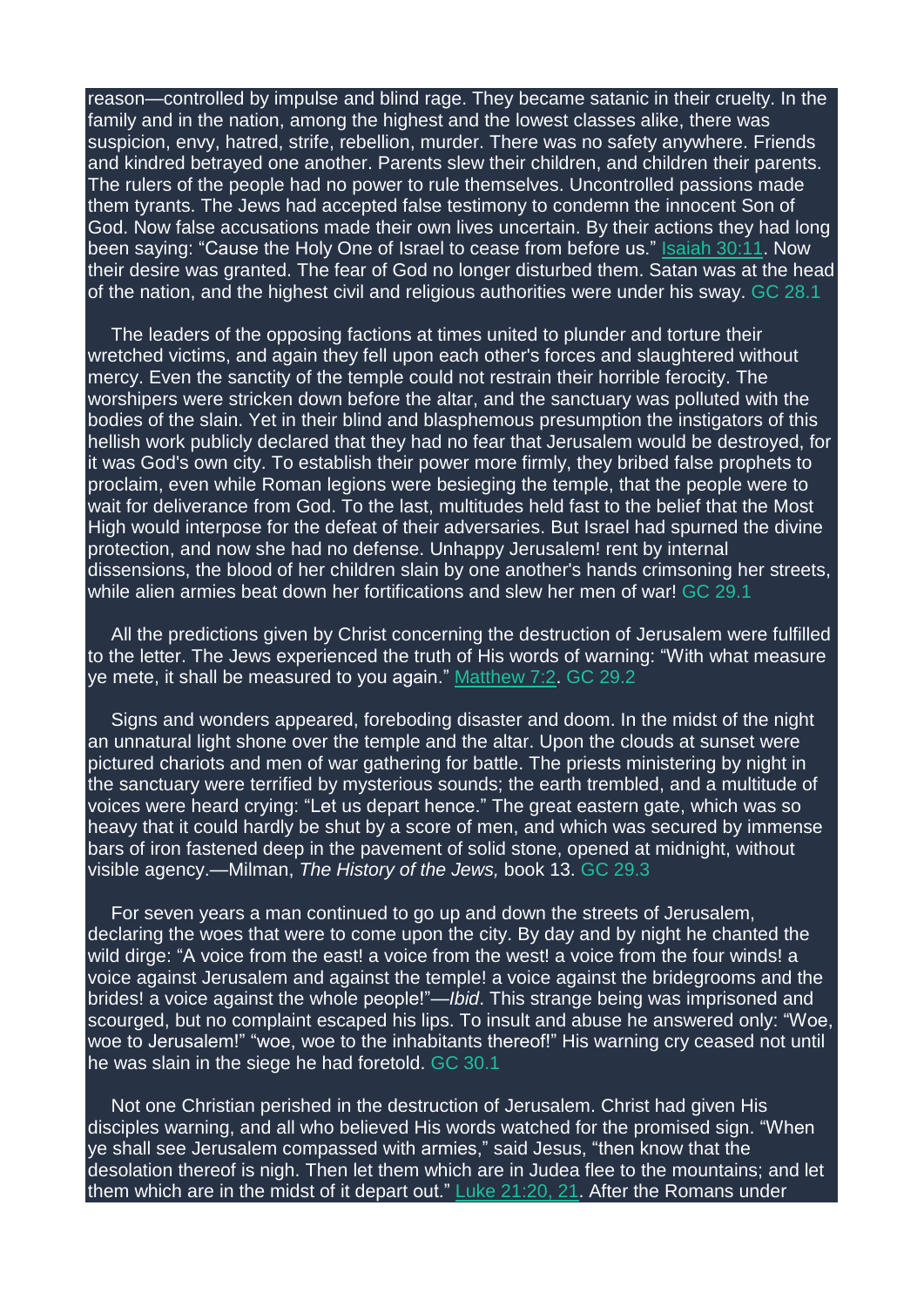reason—controlled by impulse and blind rage. They became satanic in their cruelty. In the family and in the nation, among the highest and the lowest classes alike, there was suspicion, envy, hatred, strife, rebellion, murder. There was no safety anywhere. Friends and kindred betrayed one another. Parents slew their children, and children their parents. The rulers of the people had no power to rule themselves. Uncontrolled passions made them tyrants. The Jews had accepted false testimony to condemn the innocent Son of God. Now false accusations made their own lives uncertain. By their actions they had long been saying: "Cause the Holy One of Israel to cease from before us." Isaiah 30:11. Now their desire was granted. The fear of God no longer disturbed them. Satan was at the head of the nation, and the highest civil and religious authorities were under his sway. GC 28.1

The leaders of the opposing factions at times united to plunder and torture their wretched victims, and again they fell upon each other's forces and slaughtered without mercy. Even the sanctity of the temple could not restrain their horrible ferocity. The worshipers were stricken down before the altar, and the sanctuary was polluted with the bodies of the slain. Yet in their blind and blasphemous presumption the instigators of this hellish work publicly declared that they had no fear that Jerusalem would be destroyed, for it was God's own city. To establish their power more firmly, they bribed false prophets to proclaim, even while Roman legions were besieging the temple, that the people were to wait for deliverance from God. To the last, multitudes held fast to the belief that the Most High would interpose for the defeat of their adversaries. But Israel had spurned the divine protection, and now she had no defense. Unhappy Jerusalem! rent by internal dissensions, the blood of her children slain by one another's hands crimsoning her streets, while alien armies beat down her fortifications and slew her men of war! GC 29.1

All the predictions given by Christ concerning the destruction of Jerusalem were fulfilled to the letter. The Jews experienced the truth of His words of warning: "With what measure ye mete, it shall be measured to you again." Matthew 7:2. GC 29.2

Signs and wonders appeared, foreboding disaster and doom. In the midst of the night an unnatural light shone over the temple and the altar. Upon the clouds at sunset were pictured chariots and men of war gathering for battle. The priests ministering by night in the sanctuary were terrified by mysterious sounds; the earth trembled, and a multitude of voices were heard crying: "Let us depart hence." The great eastern gate, which was so heavy that it could hardly be shut by a score of men, and which was secured by immense bars of iron fastened deep in the pavement of solid stone, opened at midnight, without visible agency.—Milman, *The History of the Jews,* book 13. GC 29.3

For seven years a man continued to go up and down the streets of Jerusalem, declaring the woes that were to come upon the city. By day and by night he chanted the wild dirge: "A voice from the east! a voice from the west! a voice from the four winds! a voice against Jerusalem and against the temple! a voice against the bridegrooms and the brides! a voice against the whole people!"—*Ibid*. This strange being was imprisoned and scourged, but no complaint escaped his lips. To insult and abuse he answered only: "Woe, woe to Jerusalem!" "woe, woe to the inhabitants thereof!" His warning cry ceased not until he was slain in the siege he had foretold. GC 30.1

Not one Christian perished in the destruction of Jerusalem. Christ had given His disciples warning, and all who believed His words watched for the promised sign. "When ye shall see Jerusalem compassed with armies," said Jesus, "then know that the desolation thereof is nigh. Then let them which are in Judea flee to the mountains; and let them which are in the midst of it depart out." Luke 21:20, 21. After the Romans under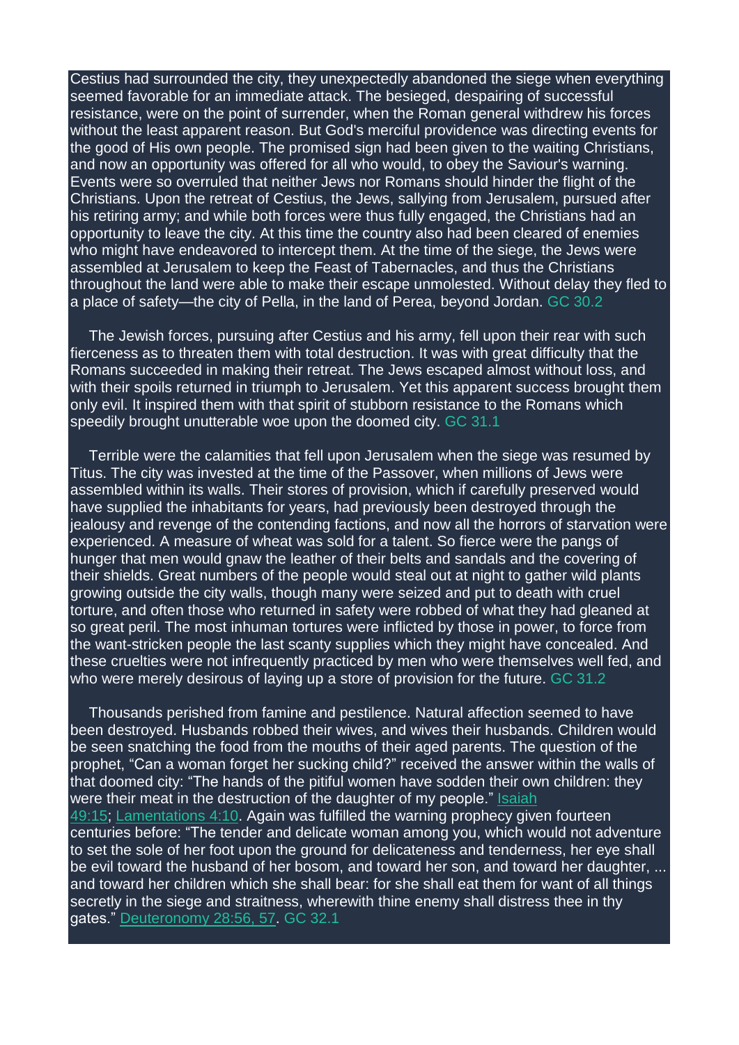Cestius had surrounded the city, they unexpectedly abandoned the siege when everything seemed favorable for an immediate attack. The besieged, despairing of successful resistance, were on the point of surrender, when the Roman general withdrew his forces without the least apparent reason. But God's merciful providence was directing events for the good of His own people. The promised sign had been given to the waiting Christians, and now an opportunity was offered for all who would, to obey the Saviour's warning. Events were so overruled that neither Jews nor Romans should hinder the flight of the Christians. Upon the retreat of Cestius, the Jews, sallying from Jerusalem, pursued after his retiring army; and while both forces were thus fully engaged, the Christians had an opportunity to leave the city. At this time the country also had been cleared of enemies who might have endeavored to intercept them. At the time of the siege, the Jews were assembled at Jerusalem to keep the Feast of Tabernacles, and thus the Christians throughout the land were able to make their escape unmolested. Without delay they fled to a place of safety—the city of Pella, in the land of Perea, beyond Jordan. GC 30.2

The Jewish forces, pursuing after Cestius and his army, fell upon their rear with such fierceness as to threaten them with total destruction. It was with great difficulty that the Romans succeeded in making their retreat. The Jews escaped almost without loss, and with their spoils returned in triumph to Jerusalem. Yet this apparent success brought them only evil. It inspired them with that spirit of stubborn resistance to the Romans which speedily brought unutterable woe upon the doomed city. GC 31.1

Terrible were the calamities that fell upon Jerusalem when the siege was resumed by Titus. The city was invested at the time of the Passover, when millions of Jews were assembled within its walls. Their stores of provision, which if carefully preserved would have supplied the inhabitants for years, had previously been destroyed through the jealousy and revenge of the contending factions, and now all the horrors of starvation were experienced. A measure of wheat was sold for a talent. So fierce were the pangs of hunger that men would gnaw the leather of their belts and sandals and the covering of their shields. Great numbers of the people would steal out at night to gather wild plants growing outside the city walls, though many were seized and put to death with cruel torture, and often those who returned in safety were robbed of what they had gleaned at so great peril. The most inhuman tortures were inflicted by those in power, to force from the want-stricken people the last scanty supplies which they might have concealed. And these cruelties were not infrequently practiced by men who were themselves well fed, and who were merely desirous of laying up a store of provision for the future. GC 31.2

Thousands perished from famine and pestilence. Natural affection seemed to have been destroyed. Husbands robbed their wives, and wives their husbands. Children would be seen snatching the food from the mouths of their aged parents. The question of the prophet, "Can a woman forget her sucking child?" received the answer within the walls of that doomed city: "The hands of the pitiful women have sodden their own children: they were their meat in the destruction of the daughter of my people." Isaiah 49:15; Lamentations 4:10. Again was fulfilled the warning prophecy given fourteen centuries before: "The tender and delicate woman among you, which would not adventure to set the sole of her foot upon the ground for delicateness and tenderness, her eye shall be evil toward the husband of her bosom, and toward her son, and toward her daughter, ... and toward her children which she shall bear: for she shall eat them for want of all things secretly in the siege and straitness, wherewith thine enemy shall distress thee in thy gates." Deuteronomy 28:56, 57. GC 32.1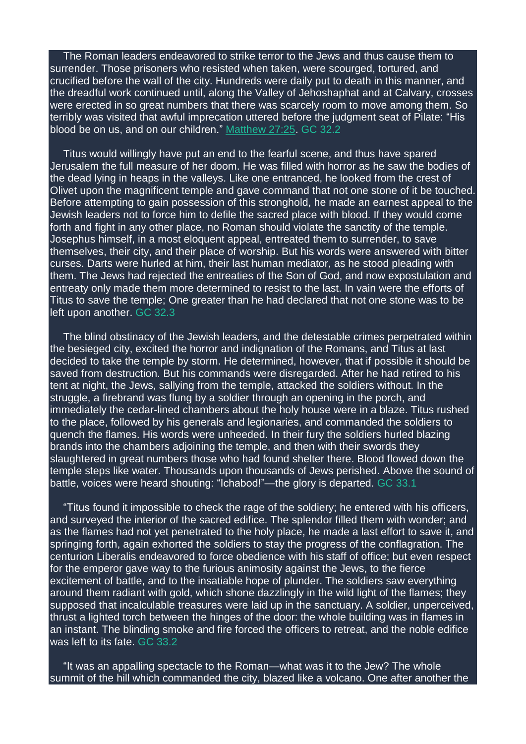The Roman leaders endeavored to strike terror to the Jews and thus cause them to surrender. Those prisoners who resisted when taken, were scourged, tortured, and crucified before the wall of the city. Hundreds were daily put to death in this manner, and the dreadful work continued until, along the Valley of Jehoshaphat and at Calvary, crosses were erected in so great numbers that there was scarcely room to move among them. So terribly was visited that awful imprecation uttered before the judgment seat of Pilate: "His blood be on us, and on our children." Matthew 27:25. GC 32.2

Titus would willingly have put an end to the fearful scene, and thus have spared Jerusalem the full measure of her doom. He was filled with horror as he saw the bodies of the dead lying in heaps in the valleys. Like one entranced, he looked from the crest of Olivet upon the magnificent temple and gave command that not one stone of it be touched. Before attempting to gain possession of this stronghold, he made an earnest appeal to the Jewish leaders not to force him to defile the sacred place with blood. If they would come forth and fight in any other place, no Roman should violate the sanctity of the temple. Josephus himself, in a most eloquent appeal, entreated them to surrender, to save themselves, their city, and their place of worship. But his words were answered with bitter curses. Darts were hurled at him, their last human mediator, as he stood pleading with them. The Jews had rejected the entreaties of the Son of God, and now expostulation and entreaty only made them more determined to resist to the last. In vain were the efforts of Titus to save the temple; One greater than he had declared that not one stone was to be left upon another. GC 32.3

The blind obstinacy of the Jewish leaders, and the detestable crimes perpetrated within the besieged city, excited the horror and indignation of the Romans, and Titus at last decided to take the temple by storm. He determined, however, that if possible it should be saved from destruction. But his commands were disregarded. After he had retired to his tent at night, the Jews, sallying from the temple, attacked the soldiers without. In the struggle, a firebrand was flung by a soldier through an opening in the porch, and immediately the cedar-lined chambers about the holy house were in a blaze. Titus rushed to the place, followed by his generals and legionaries, and commanded the soldiers to quench the flames. His words were unheeded. In their fury the soldiers hurled blazing brands into the chambers adjoining the temple, and then with their swords they slaughtered in great numbers those who had found shelter there. Blood flowed down the temple steps like water. Thousands upon thousands of Jews perished. Above the sound of battle, voices were heard shouting: "Ichabod!"—the glory is departed. GC 33.1

"Titus found it impossible to check the rage of the soldiery; he entered with his officers, and surveyed the interior of the sacred edifice. The splendor filled them with wonder; and as the flames had not yet penetrated to the holy place, he made a last effort to save it, and springing forth, again exhorted the soldiers to stay the progress of the conflagration. The centurion Liberalis endeavored to force obedience with his staff of office; but even respect for the emperor gave way to the furious animosity against the Jews, to the fierce excitement of battle, and to the insatiable hope of plunder. The soldiers saw everything around them radiant with gold, which shone dazzlingly in the wild light of the flames; they supposed that incalculable treasures were laid up in the sanctuary. A soldier, unperceived, thrust a lighted torch between the hinges of the door: the whole building was in flames in an instant. The blinding smoke and fire forced the officers to retreat, and the noble edifice was left to its fate. GC 33.2

"It was an appalling spectacle to the Roman—what was it to the Jew? The whole summit of the hill which commanded the city, blazed like a volcano. One after another the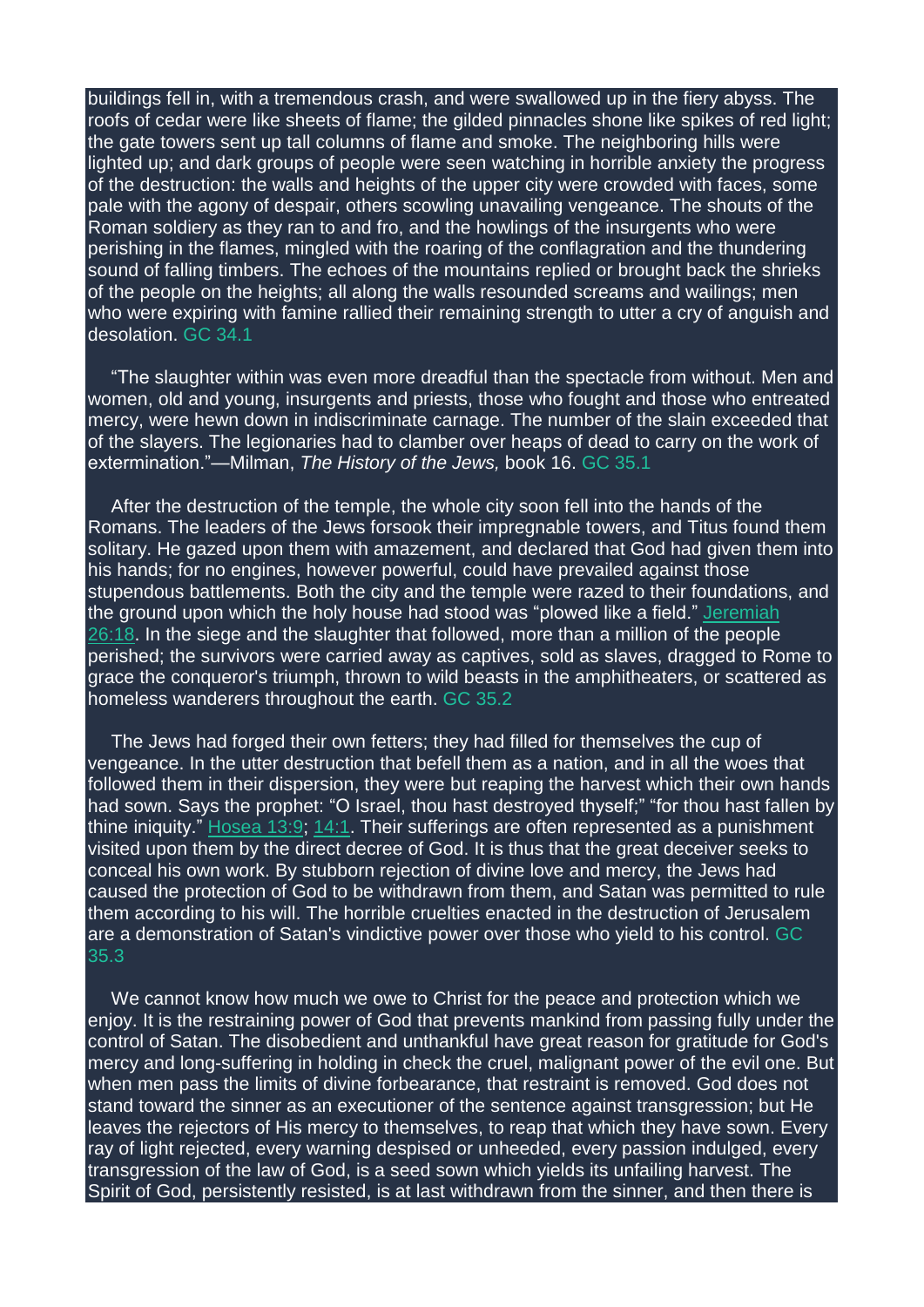buildings fell in, with a tremendous crash, and were swallowed up in the fiery abyss. The roofs of cedar were like sheets of flame; the gilded pinnacles shone like spikes of red light; the gate towers sent up tall columns of flame and smoke. The neighboring hills were lighted up; and dark groups of people were seen watching in horrible anxiety the progress of the destruction: the walls and heights of the upper city were crowded with faces, some pale with the agony of despair, others scowling unavailing vengeance. The shouts of the Roman soldiery as they ran to and fro, and the howlings of the insurgents who were perishing in the flames, mingled with the roaring of the conflagration and the thundering sound of falling timbers. The echoes of the mountains replied or brought back the shrieks of the people on the heights; all along the walls resounded screams and wailings; men who were expiring with famine rallied their remaining strength to utter a cry of anguish and desolation. GC 34.1

"The slaughter within was even more dreadful than the spectacle from without. Men and women, old and young, insurgents and priests, those who fought and those who entreated mercy, were hewn down in indiscriminate carnage. The number of the slain exceeded that of the slayers. The legionaries had to clamber over heaps of dead to carry on the work of extermination."—Milman, *The History of the Jews,* book 16. GC 35.1

After the destruction of the temple, the whole city soon fell into the hands of the Romans. The leaders of the Jews forsook their impregnable towers, and Titus found them solitary. He gazed upon them with amazement, and declared that God had given them into his hands; for no engines, however powerful, could have prevailed against those stupendous battlements. Both the city and the temple were razed to their foundations, and the ground upon which the holy house had stood was "plowed like a field." Jeremiah 26:18. In the siege and the slaughter that followed, more than a million of the people perished; the survivors were carried away as captives, sold as slaves, dragged to Rome to grace the conqueror's triumph, thrown to wild beasts in the amphitheaters, or scattered as homeless wanderers throughout the earth. GC 35.2

The Jews had forged their own fetters; they had filled for themselves the cup of vengeance. In the utter destruction that befell them as a nation, and in all the woes that followed them in their dispersion, they were but reaping the harvest which their own hands had sown. Says the prophet: "O Israel, thou hast destroyed thyself;" "for thou hast fallen by thine iniquity." Hosea 13:9; 14:1. Their sufferings are often represented as a punishment visited upon them by the direct decree of God. It is thus that the great deceiver seeks to conceal his own work. By stubborn rejection of divine love and mercy, the Jews had caused the protection of God to be withdrawn from them, and Satan was permitted to rule them according to his will. The horrible cruelties enacted in the destruction of Jerusalem are a demonstration of Satan's vindictive power over those who yield to his control. GC 35.3

We cannot know how much we owe to Christ for the peace and protection which we enjoy. It is the restraining power of God that prevents mankind from passing fully under the control of Satan. The disobedient and unthankful have great reason for gratitude for God's mercy and long-suffering in holding in check the cruel, malignant power of the evil one. But when men pass the limits of divine forbearance, that restraint is removed. God does not stand toward the sinner as an executioner of the sentence against transgression; but He leaves the rejectors of His mercy to themselves, to reap that which they have sown. Every ray of light rejected, every warning despised or unheeded, every passion indulged, every transgression of the law of God, is a seed sown which yields its unfailing harvest. The Spirit of God, persistently resisted, is at last withdrawn from the sinner, and then there is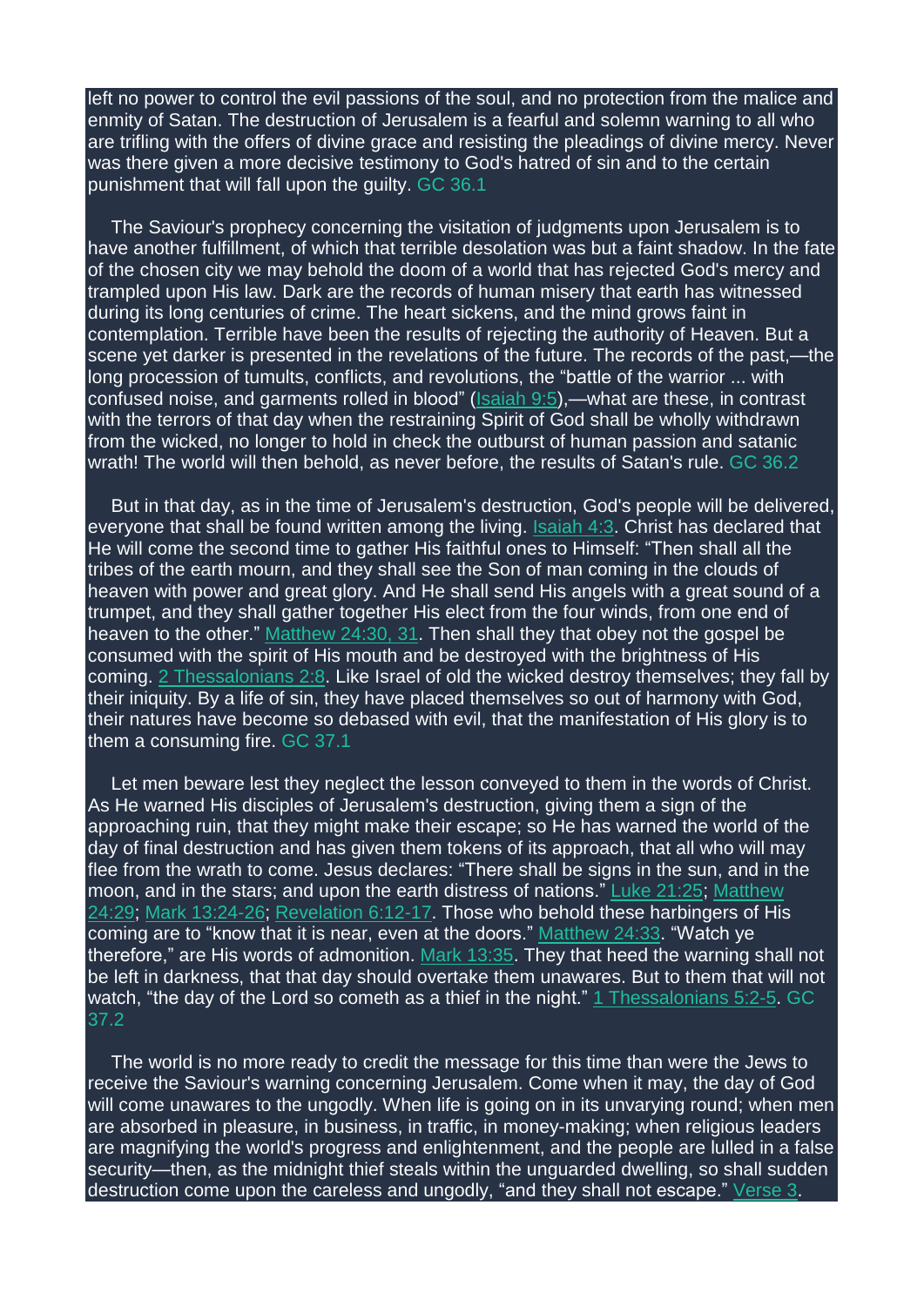left no power to control the evil passions of the soul, and no protection from the malice and enmity of Satan. The destruction of Jerusalem is a fearful and solemn warning to all who are trifling with the offers of divine grace and resisting the pleadings of divine mercy. Never was there given a more decisive testimony to God's hatred of sin and to the certain punishment that will fall upon the guilty. GC 36.1

The Saviour's prophecy concerning the visitation of judgments upon Jerusalem is to have another fulfillment, of which that terrible desolation was but a faint shadow. In the fate of the chosen city we may behold the doom of a world that has rejected God's mercy and trampled upon His law. Dark are the records of human misery that earth has witnessed during its long centuries of crime. The heart sickens, and the mind grows faint in contemplation. Terrible have been the results of rejecting the authority of Heaven. But a scene yet darker is presented in the revelations of the future. The records of the past,—the long procession of tumults, conflicts, and revolutions, the "battle of the warrior ... with confused noise, and garments rolled in blood" (Isaiah 9:5),—what are these, in contrast with the terrors of that day when the restraining Spirit of God shall be wholly withdrawn from the wicked, no longer to hold in check the outburst of human passion and satanic wrath! The world will then behold, as never before, the results of Satan's rule. GC 36.2

But in that day, as in the time of Jerusalem's destruction, God's people will be delivered, everyone that shall be found written among the living. Isaiah 4:3. Christ has declared that He will come the second time to gather His faithful ones to Himself: "Then shall all the tribes of the earth mourn, and they shall see the Son of man coming in the clouds of heaven with power and great glory. And He shall send His angels with a great sound of a trumpet, and they shall gather together His elect from the four winds, from one end of heaven to the other." Matthew 24:30, 31. Then shall they that obey not the gospel be consumed with the spirit of His mouth and be destroyed with the brightness of His coming. 2 Thessalonians 2:8. Like Israel of old the wicked destroy themselves; they fall by their iniquity. By a life of sin, they have placed themselves so out of harmony with God, their natures have become so debased with evil, that the manifestation of His glory is to them a consuming fire. GC 37.1

Let men beware lest they neglect the lesson conveyed to them in the words of Christ. As He warned His disciples of Jerusalem's destruction, giving them a sign of the approaching ruin, that they might make their escape; so He has warned the world of the day of final destruction and has given them tokens of its approach, that all who will may flee from the wrath to come. Jesus declares: "There shall be signs in the sun, and in the moon, and in the stars; and upon the earth distress of nations." Luke 21:25; Matthew 24:29; Mark 13:24-26; Revelation 6:12-17. Those who behold these harbingers of His coming are to "know that it is near, even at the doors." Matthew 24:33. "Watch ye therefore," are His words of admonition. Mark 13:35. They that heed the warning shall not be left in darkness, that that day should overtake them unawares. But to them that will not watch, "the day of the Lord so cometh as a thief in the night." 1 Thessalonians 5:2-5. GC 37.2

The world is no more ready to credit the message for this time than were the Jews to receive the Saviour's warning concerning Jerusalem. Come when it may, the day of God will come unawares to the ungodly. When life is going on in its unvarying round; when men are absorbed in pleasure, in business, in traffic, in money-making; when religious leaders are magnifying the world's progress and enlightenment, and the people are lulled in a false security—then, as the midnight thief steals within the unguarded dwelling, so shall sudden destruction come upon the careless and ungodly, "and they shall not escape." Verse 3.